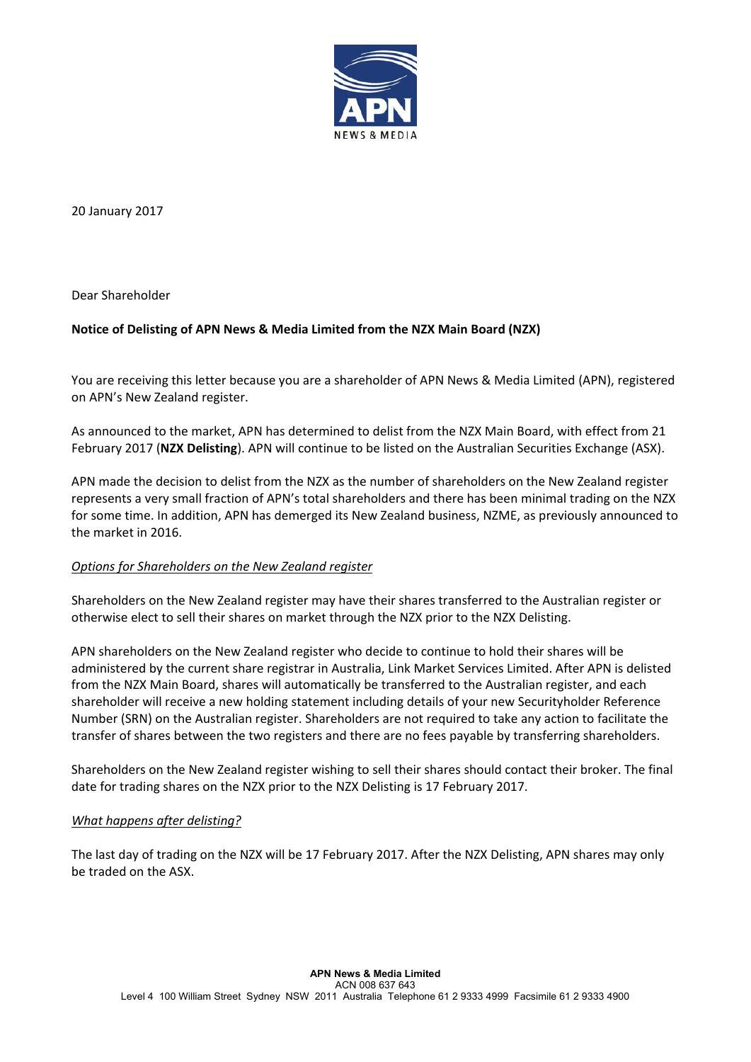APN
NEWS & MEDIA

20 January 2017

Dear Shareholder

**Notice of Delisting of APN News & Media Limited from the NZX Main Board (NZX)**

You are receiving this letter because you are a shareholder of APN News & Media Limited (APN), registered on APN's New Zealand register.

As announced to the market, APN has determined to delist from the NZX Main Board, with effect from 21 February 2017 (**NZX Delisting**). APN will continue to be listed on the Australian Securities Exchange (ASX).

APN made the decision to delist from the NZX as the number of shareholders on the New Zealand register represents a very small fraction of APN's total shareholders and there has been minimal trading on the NZX for some time. In addition, APN has demerged its New Zealand business, NZME, as previously announced to the market in 2016.

*<u>Options for Shareholders on the New Zealand register</u>*

Shareholders on the New Zealand register may have their shares transferred to the Australian register or otherwise elect to sell their shares on market through the NZX prior to the NZX Delisting.

APN shareholders on the New Zealand register who decide to continue to hold their shares will be administered by the current share registrar in Australia, Link Market Services Limited. After APN is delisted from the NZX Main Board, shares will automatically be transferred to the Australian register, and each shareholder will receive a new holding statement including details of your new Securityholder Reference Number (SRN) on the Australian register. Shareholders are not required to take any action to facilitate the transfer of shares between the two registers and there are no fees payable by transferring shareholders.

Shareholders on the New Zealand register wishing to sell their shares should contact their broker. The final date for trading shares on the NZX prior to the NZX Delisting is 17 February 2017.

*<u>What happens after delisting?</u>*

The last day of trading on the NZX will be 17 February 2017. After the NZX Delisting, APN shares may only be traded on the ASX.

**APN News & Media Limited**
ACN 008 637 643
Level 4 100 William Street Sydney NSW 2011 Australia Telephone 61 2 9333 4999 Facsimile 61 2 9333 4900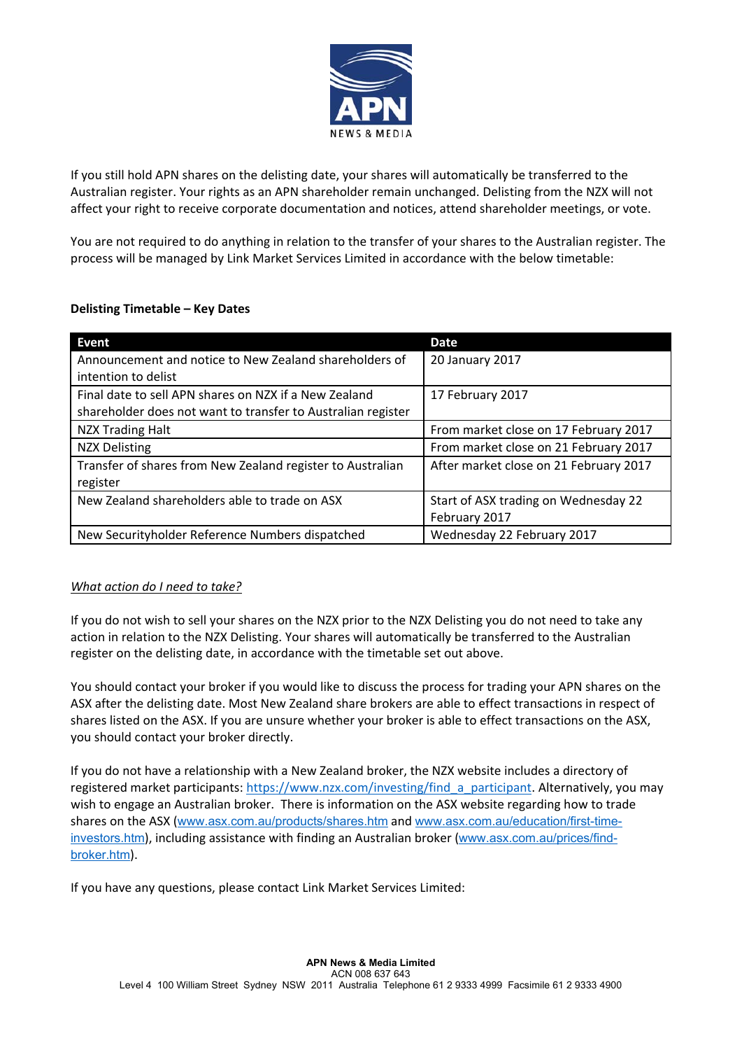If you still hold APN shares on the delisting date, your shares will automatically be transferred to the Australian register. Your rights as an APN shareholder remain unchanged. Delisting from the NZX will not affect your right to receive corporate documentation and notices, attend shareholder meetings, or vote.

You are not required to do anything in relation to the transfer of your shares to the Australian register. The process will be managed by Link Market Services Limited in accordance with the below timetable:

**Delisting Timetable – Key Dates**

| Event | Date |
|---|---|
| Announcement and notice to New Zealand shareholders of intention to delist | 20 January 2017 |
| Final date to sell APN shares on NZX if a New Zealand shareholder does not want to transfer to Australian register | 17 February 2017 |
| NZX Trading Halt | From market close on 17 February 2017 |
| NZX Delisting | From market close on 21 February 2017 |
| Transfer of shares from New Zealand register to Australian register | After market close on 21 February 2017 |
| New Zealand shareholders able to trade on ASX | Start of ASX trading on Wednesday 22 February 2017 |
| New Securityholder Reference Numbers dispatched | Wednesday 22 February 2017 |

*What action do I need to take?*

If you do not wish to sell your shares on the NZX prior to the NZX Delisting you do not need to take any action in relation to the NZX Delisting. Your shares will automatically be transferred to the Australian register on the delisting date, in accordance with the timetable set out above.

You should contact your broker if you would like to discuss the process for trading your APN shares on the ASX after the delisting date. Most New Zealand share brokers are able to effect transactions in respect of shares listed on the ASX. If you are unsure whether your broker is able to effect transactions on the ASX, you should contact your broker directly.

If you do not have a relationship with a New Zealand broker, the NZX website includes a directory of registered market participants: https://www.nzx.com/investing/find_a_participant. Alternatively, you may wish to engage an Australian broker. There is information on the ASX website regarding how to trade shares on the ASX (www.asx.com.au/products/shares.htm and www.asx.com.au/education/first-time-investors.htm), including assistance with finding an Australian broker (www.asx.com.au/prices/find-broker.htm).

If you have any questions, please contact Link Market Services Limited:

**APN News & Media Limited**
ACN 008 637 643
Level 4 100 William Street Sydney NSW 2011 Australia Telephone 61 2 9333 4999 Facsimile 61 2 9333 4900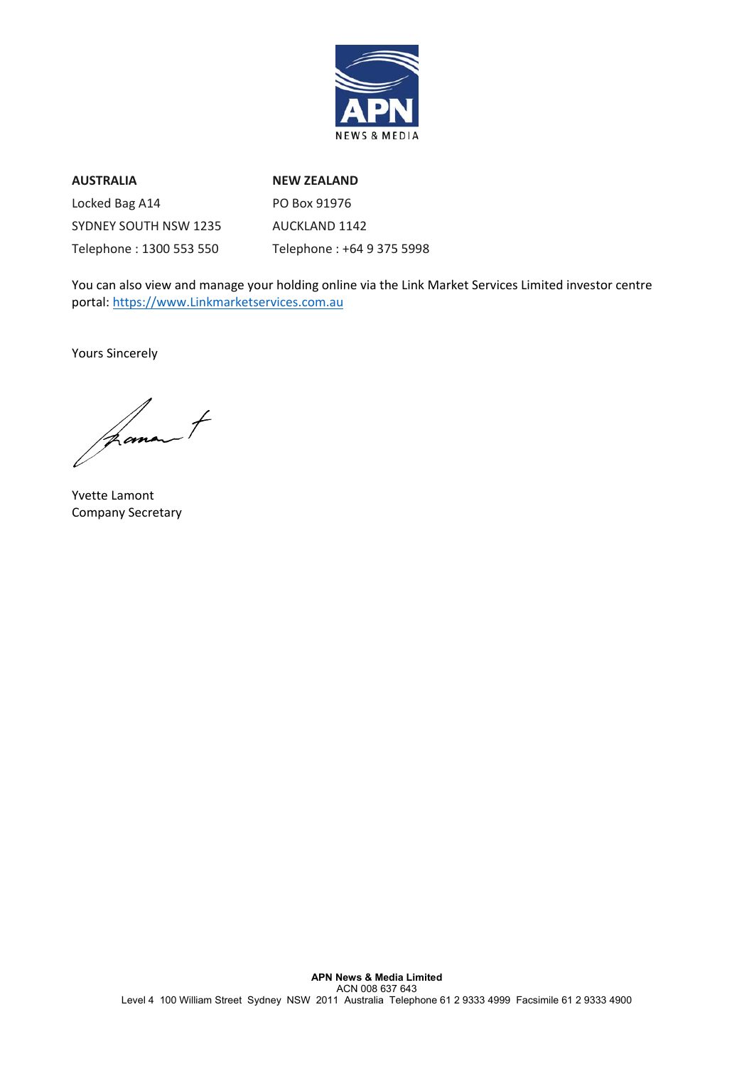| AUSTRALIA | NEW ZEALAND |
| --- | --- |
| Locked Bag A14 | PO Box 91976 |
| SYDNEY SOUTH NSW 1235 | AUCKLAND 1142 |
| Telephone : 1300 553 550 | Telephone : +64 9 375 5998 |

You can also view and manage your holding online via the Link Market Services Limited investor centre portal: https://www.Linkmarketservices.com.au

Yours Sincerely

Yvette Lamont
Company Secretary

**APN News & Media Limited**
ACN 008 637 643
Level 4 100 William Street Sydney NSW 2011 Australia Telephone 61 2 9333 4999 Facsimile 61 2 9333 4900